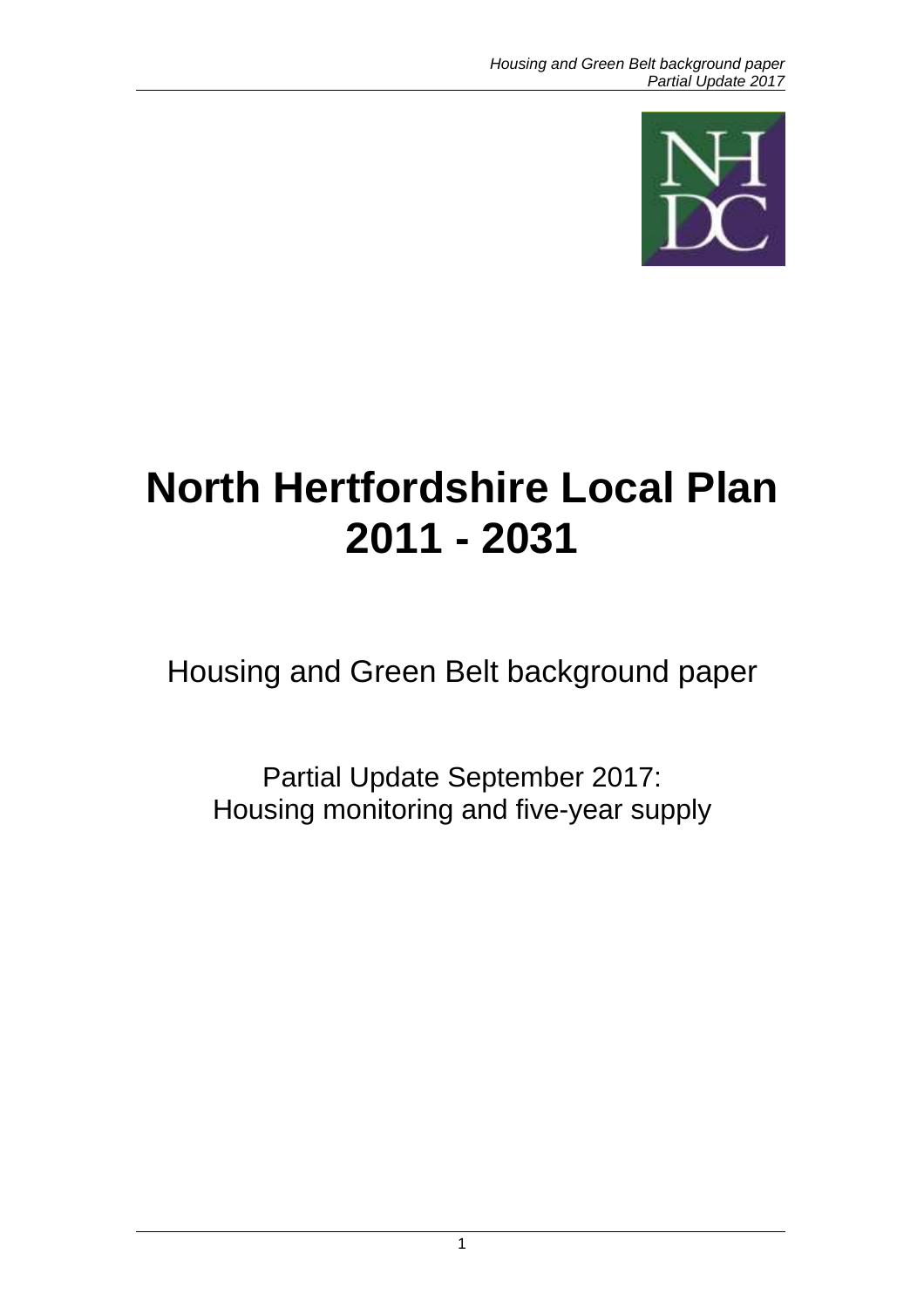# North Hertfordshire Local Plan 2011 - 2031

Housing and Green Belt background paper

Partial Update September 2017:
Housing monitoring and five-year supply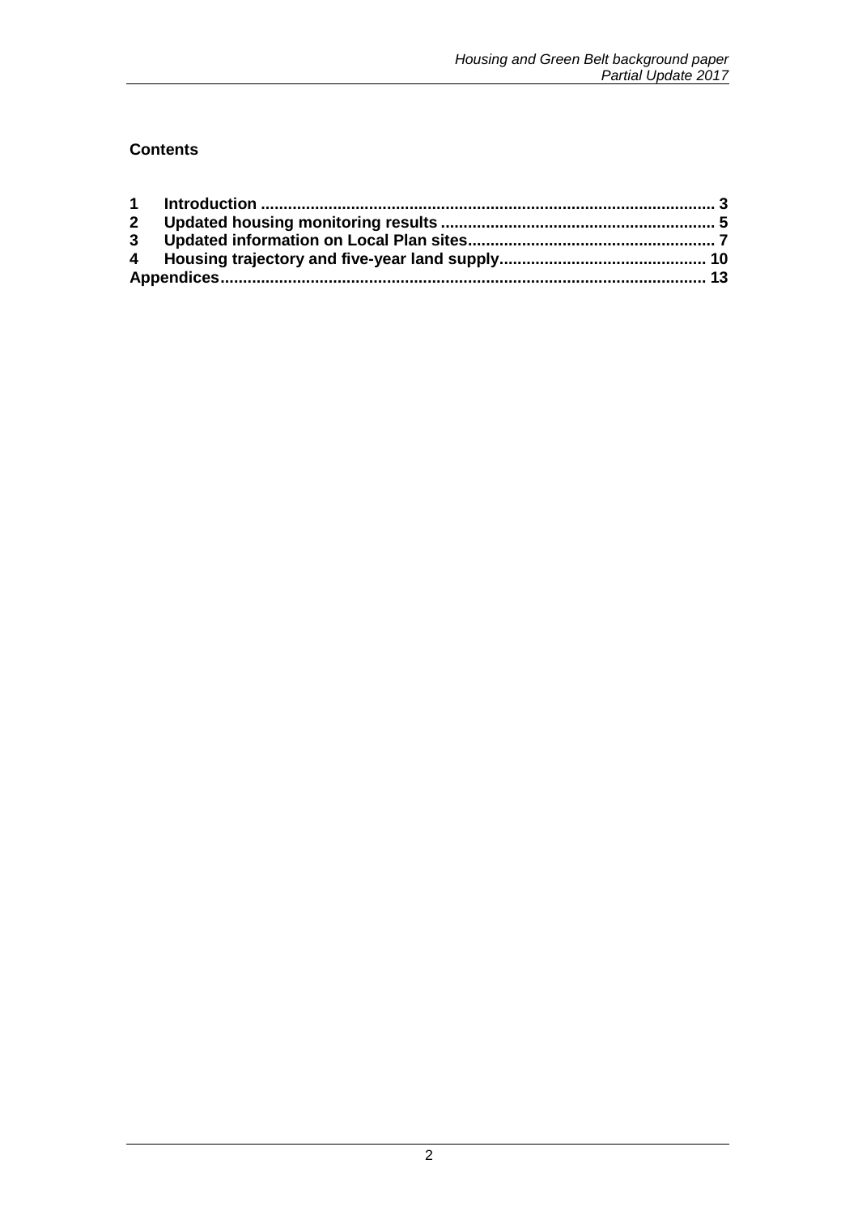**Contents**

| | | |
|---|---|---|
| **1** | **Introduction** | **3** |
| **2** | **Updated housing monitoring results** | **5** |
| **3** | **Updated information on Local Plan sites** | **7** |
| **4** | **Housing trajectory and five-year land supply** | **10** |
| **Appendices** | | **13** |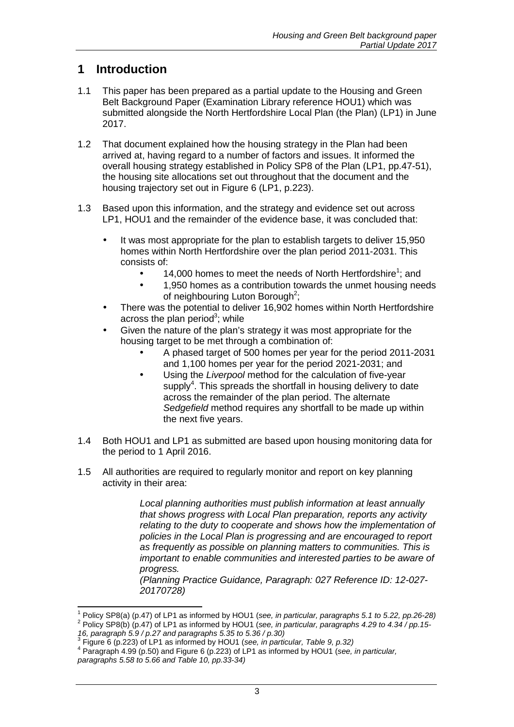# 1 Introduction

1.1 This paper has been prepared as a partial update to the Housing and Green Belt Background Paper (Examination Library reference HOU1) which was submitted alongside the North Hertfordshire Local Plan (the Plan) (LP1) in June 2017.

1.2 That document explained how the housing strategy in the Plan had been arrived at, having regard to a number of factors and issues. It informed the overall housing strategy established in Policy SP8 of the Plan (LP1, pp.47-51), the housing site allocations set out throughout that the document and the housing trajectory set out in Figure 6 (LP1, p.223).

1.3 Based upon this information, and the strategy and evidence set out across LP1, HOU1 and the remainder of the evidence base, it was concluded that:

- It was most appropriate for the plan to establish targets to deliver 15,950 homes within North Hertfordshire over the plan period 2011-2031. This consists of:
    - 14,000 homes to meet the needs of North Hertfordshire[1]; and
    - 1,950 homes as a contribution towards the unmet housing needs of neighbouring Luton Borough[2];
- There was the potential to deliver 16,902 homes within North Hertfordshire across the plan period[3]; while
- Given the nature of the plan's strategy it was most appropriate for the housing target to be met through a combination of:
    - A phased target of 500 homes per year for the period 2011-2031 and 1,100 homes per year for the period 2021-2031; and
    - Using the *Liverpool* method for the calculation of five-year supply[4]. This spreads the shortfall in housing delivery to date across the remainder of the plan period. The alternate *Sedgefield* method requires any shortfall to be made up within the next five years.

1.4 Both HOU1 and LP1 as submitted are based upon housing monitoring data for the period to 1 April 2016.

1.5 All authorities are required to regularly monitor and report on key planning activity in their area:

> *Local planning authorities must publish information at least annually that shows progress with Local Plan preparation, reports any activity relating to the duty to cooperate and shows how the implementation of policies in the Local Plan is progressing and are encouraged to report as frequently as possible on planning matters to communities. This is important to enable communities and interested parties to be aware of progress.*
> *(Planning Practice Guidance, Paragraph: 027 Reference ID: 12-027-20170728)*

---

[1] Policy SP8(a) (p.47) of LP1 as informed by HOU1 (*see, in particular, paragraphs 5.1 to 5.22, pp.26-28)*

[2] Policy SP8(b) (p.47) of LP1 as informed by HOU1 (*see, in particular, paragraphs 4.29 to 4.34 / pp.15-16, paragraph 5.9 / p.27 and paragraphs 5.35 to 5.36 / p.30)*

[3] Figure 6 (p.223) of LP1 as informed by HOU1 (*see, in particular, Table 9, p.32)*

[4] Paragraph 4.99 (p.50) and Figure 6 (p.223) of LP1 as informed by HOU1 (*see, in particular, paragraphs 5.58 to 5.66 and Table 10, pp.33-34)*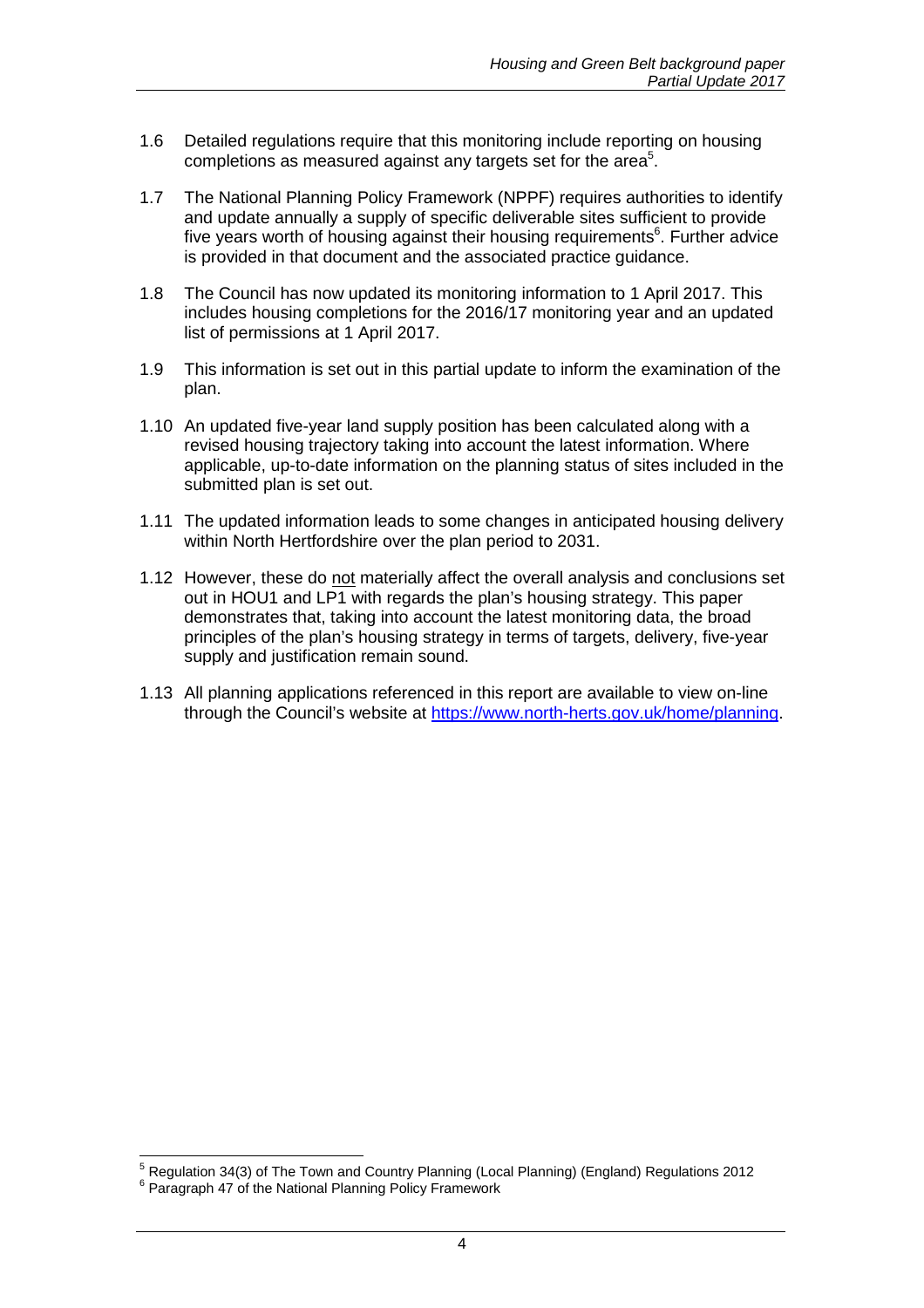1.6 Detailed regulations require that this monitoring include reporting on housing completions as measured against any targets set for the area[5].

1.7 The National Planning Policy Framework (NPPF) requires authorities to identify and update annually a supply of specific deliverable sites sufficient to provide five years worth of housing against their housing requirements[6]. Further advice is provided in that document and the associated practice guidance.

1.8 The Council has now updated its monitoring information to 1 April 2017. This includes housing completions for the 2016/17 monitoring year and an updated list of permissions at 1 April 2017.

1.9 This information is set out in this partial update to inform the examination of the plan.

1.10 An updated five-year land supply position has been calculated along with a revised housing trajectory taking into account the latest information. Where applicable, up-to-date information on the planning status of sites included in the submitted plan is set out.

1.11 The updated information leads to some changes in anticipated housing delivery within North Hertfordshire over the plan period to 2031.

1.12 However, these do <u>not</u> materially affect the overall analysis and conclusions set out in HOU1 and LP1 with regards the plan's housing strategy. This paper demonstrates that, taking into account the latest monitoring data, the broad principles of the plan's housing strategy in terms of targets, delivery, five-year supply and justification remain sound.

1.13 All planning applications referenced in this report are available to view on-line through the Council's website at https://www.north-herts.gov.uk/home/planning.

---

[5] Regulation 34(3) of The Town and Country Planning (Local Planning) (England) Regulations 2012

[6] Paragraph 47 of the National Planning Policy Framework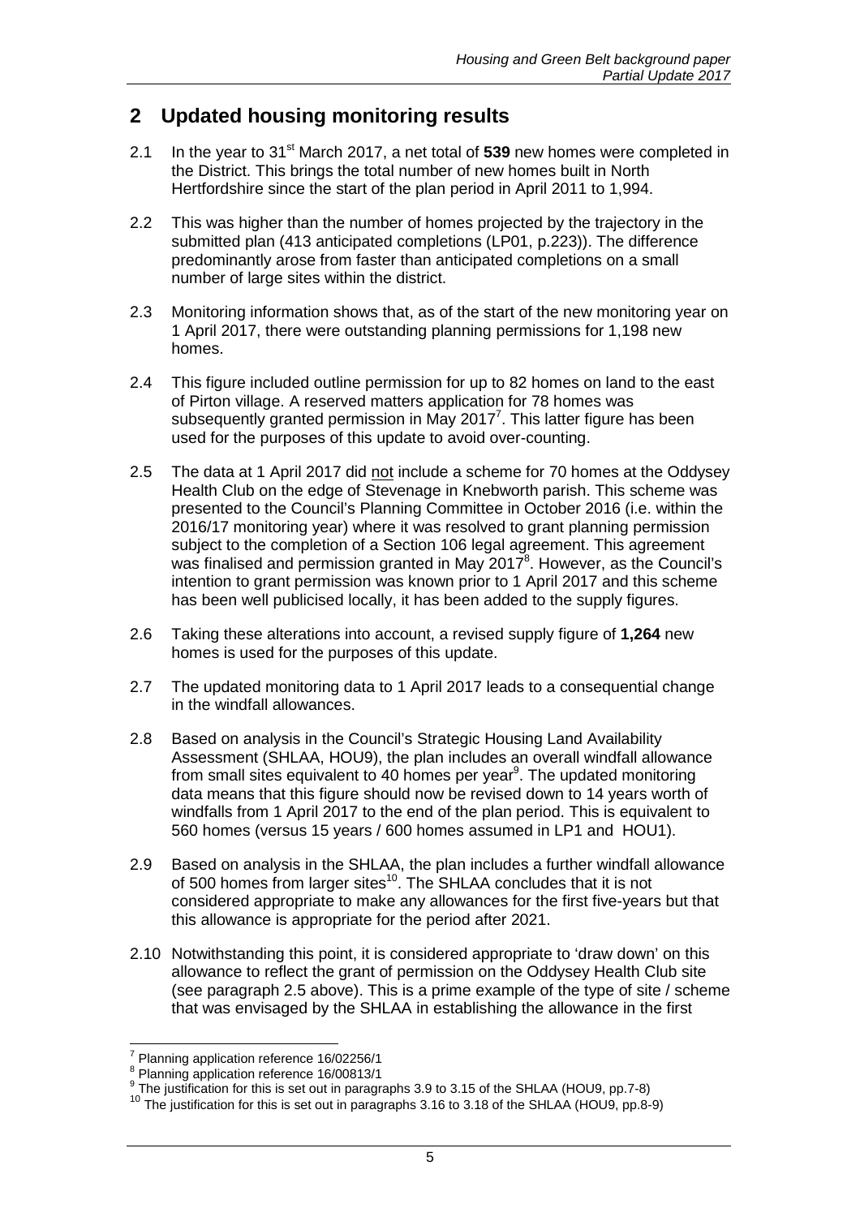## 2 Updated housing monitoring results

2.1 In the year to 31st March 2017, a net total of **539** new homes were completed in the District. This brings the total number of new homes built in North Hertfordshire since the start of the plan period in April 2011 to 1,994.

2.2 This was higher than the number of homes projected by the trajectory in the submitted plan (413 anticipated completions (LP01, p.223)). The difference predominantly arose from faster than anticipated completions on a small number of large sites within the district.

2.3 Monitoring information shows that, as of the start of the new monitoring year on 1 April 2017, there were outstanding planning permissions for 1,198 new homes.

2.4 This figure included outline permission for up to 82 homes on land to the east of Pirton village. A reserved matters application for 78 homes was subsequently granted permission in May 2017[7]. This latter figure has been used for the purposes of this update to avoid over-counting.

2.5 The data at 1 April 2017 did <u>not</u> include a scheme for 70 homes at the Oddysey Health Club on the edge of Stevenage in Knebworth parish. This scheme was presented to the Council's Planning Committee in October 2016 (i.e. within the 2016/17 monitoring year) where it was resolved to grant planning permission subject to the completion of a Section 106 legal agreement. This agreement was finalised and permission granted in May 2017[8]. However, as the Council's intention to grant permission was known prior to 1 April 2017 and this scheme has been well publicised locally, it has been added to the supply figures.

2.6 Taking these alterations into account, a revised supply figure of **1,264** new homes is used for the purposes of this update.

2.7 The updated monitoring data to 1 April 2017 leads to a consequential change in the windfall allowances.

2.8 Based on analysis in the Council's Strategic Housing Land Availability Assessment (SHLAA, HOU9), the plan includes an overall windfall allowance from small sites equivalent to 40 homes per year[9]. The updated monitoring data means that this figure should now be revised down to 14 years worth of windfalls from 1 April 2017 to the end of the plan period. This is equivalent to 560 homes (versus 15 years / 600 homes assumed in LP1 and HOU1).

2.9 Based on analysis in the SHLAA, the plan includes a further windfall allowance of 500 homes from larger sites[10]. The SHLAA concludes that it is not considered appropriate to make any allowances for the first five-years but that this allowance is appropriate for the period after 2021.

2.10 Notwithstanding this point, it is considered appropriate to 'draw down' on this allowance to reflect the grant of permission on the Oddysey Health Club site (see paragraph 2.5 above). This is a prime example of the type of site / scheme that was envisaged by the SHLAA in establishing the allowance in the first

---

[7] Planning application reference 16/02256/1

[8] Planning application reference 16/00813/1

[9] The justification for this is set out in paragraphs 3.9 to 3.15 of the SHLAA (HOU9, pp.7-8)

[10] The justification for this is set out in paragraphs 3.16 to 3.18 of the SHLAA (HOU9, pp.8-9)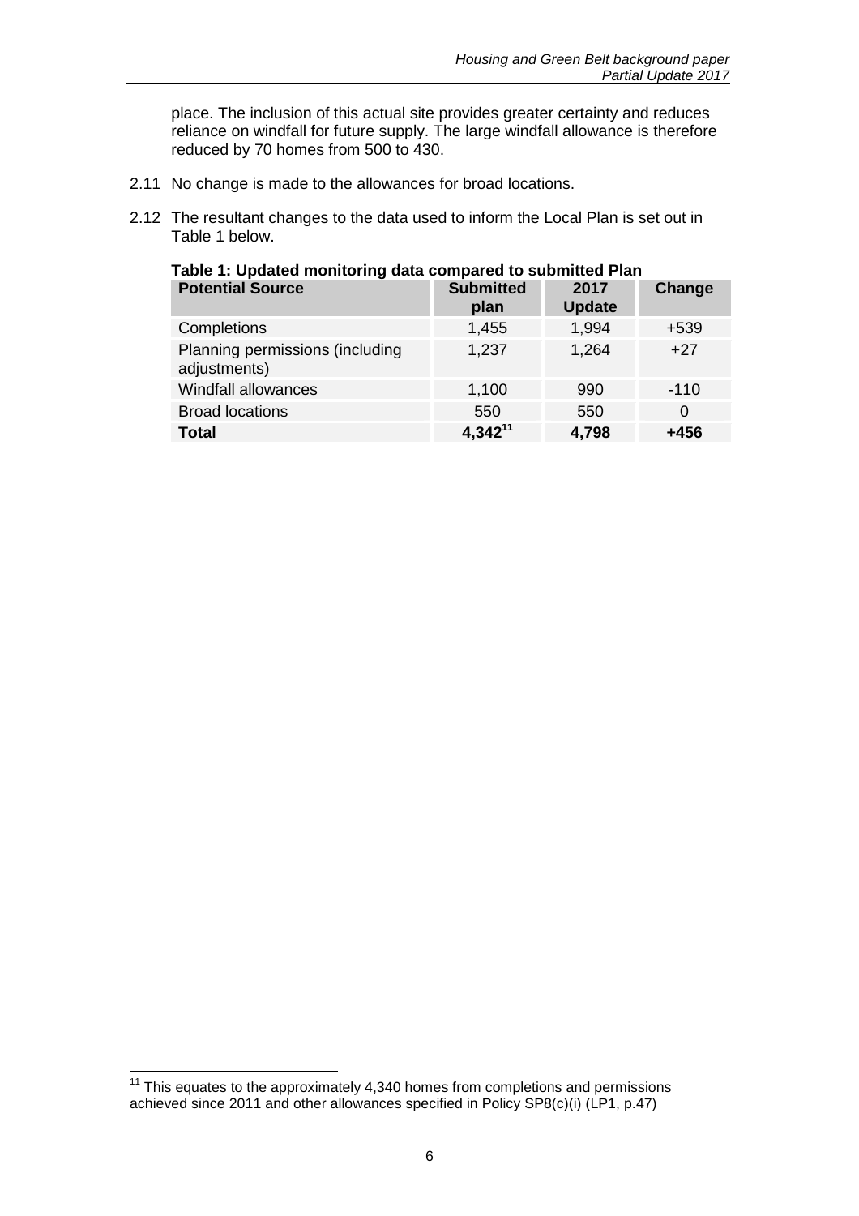place. The inclusion of this actual site provides greater certainty and reduces reliance on windfall for future supply. The large windfall allowance is therefore reduced by 70 homes from 500 to 430.

2.11 No change is made to the allowances for broad locations.

2.12 The resultant changes to the data used to inform the Local Plan is set out in Table 1 below.

**Table 1: Updated monitoring data compared to submitted Plan**

| Potential Source | Submitted plan | 2017 Update | Change |
|---|---|---|---|
| Completions | 1,455 | 1,994 | +539 |
| Planning permissions (including adjustments) | 1,237 | 1,264 | +27 |
| Windfall allowances | 1,100 | 990 | -110 |
| Broad locations | 550 | 550 | 0 |
| **Total** | **4,342**[11] | **4,798** | **+456** |

[11] This equates to the approximately 4,340 homes from completions and permissions achieved since 2011 and other allowances specified in Policy SP8(c)(i) (LP1, p.47)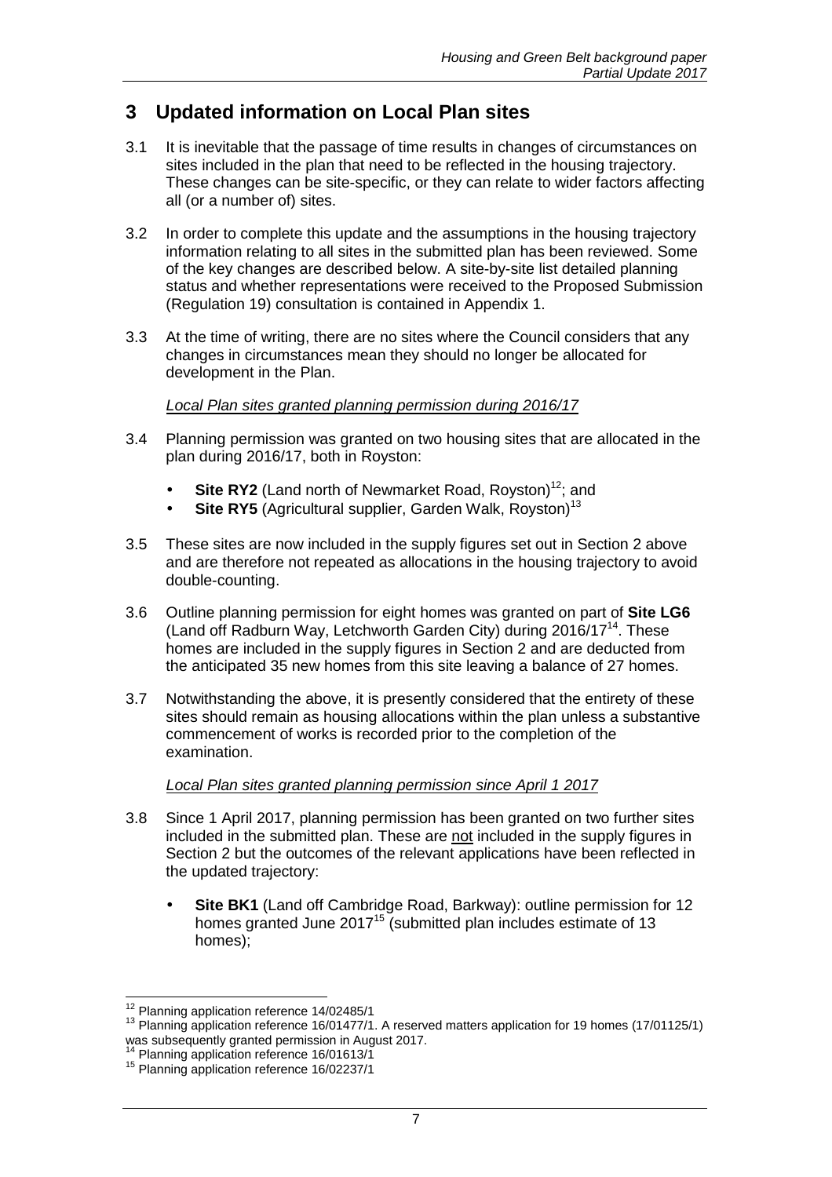## 3 Updated information on Local Plan sites

3.1 It is inevitable that the passage of time results in changes of circumstances on sites included in the plan that need to be reflected in the housing trajectory. These changes can be site-specific, or they can relate to wider factors affecting all (or a number of) sites.

3.2 In order to complete this update and the assumptions in the housing trajectory information relating to all sites in the submitted plan has been reviewed. Some of the key changes are described below. A site-by-site list detailed planning status and whether representations were received to the Proposed Submission (Regulation 19) consultation is contained in Appendix 1.

3.3 At the time of writing, there are no sites where the Council considers that any changes in circumstances mean they should no longer be allocated for development in the Plan.

*Local Plan sites granted planning permission during 2016/17*

3.4 Planning permission was granted on two housing sites that are allocated in the plan during 2016/17, both in Royston:

- **Site RY2** (Land north of Newmarket Road, Royston)[12]; and
- **Site RY5** (Agricultural supplier, Garden Walk, Royston)[13]

3.5 These sites are now included in the supply figures set out in Section 2 above and are therefore not repeated as allocations in the housing trajectory to avoid double-counting.

3.6 Outline planning permission for eight homes was granted on part of **Site LG6** (Land off Radburn Way, Letchworth Garden City) during 2016/17[14]. These homes are included in the supply figures in Section 2 and are deducted from the anticipated 35 new homes from this site leaving a balance of 27 homes.

3.7 Notwithstanding the above, it is presently considered that the entirety of these sites should remain as housing allocations within the plan unless a substantive commencement of works is recorded prior to the completion of the examination.

*Local Plan sites granted planning permission since April 1 2017*

3.8 Since 1 April 2017, planning permission has been granted on two further sites included in the submitted plan. These are not included in the supply figures in Section 2 but the outcomes of the relevant applications have been reflected in the updated trajectory:

- **Site BK1** (Land off Cambridge Road, Barkway): outline permission for 12 homes granted June 2017[15] (submitted plan includes estimate of 13 homes);

---

[12] Planning application reference 14/02485/1

[13] Planning application reference 16/01477/1. A reserved matters application for 19 homes (17/01125/1) was subsequently granted permission in August 2017.

[14] Planning application reference 16/01613/1

[15] Planning application reference 16/02237/1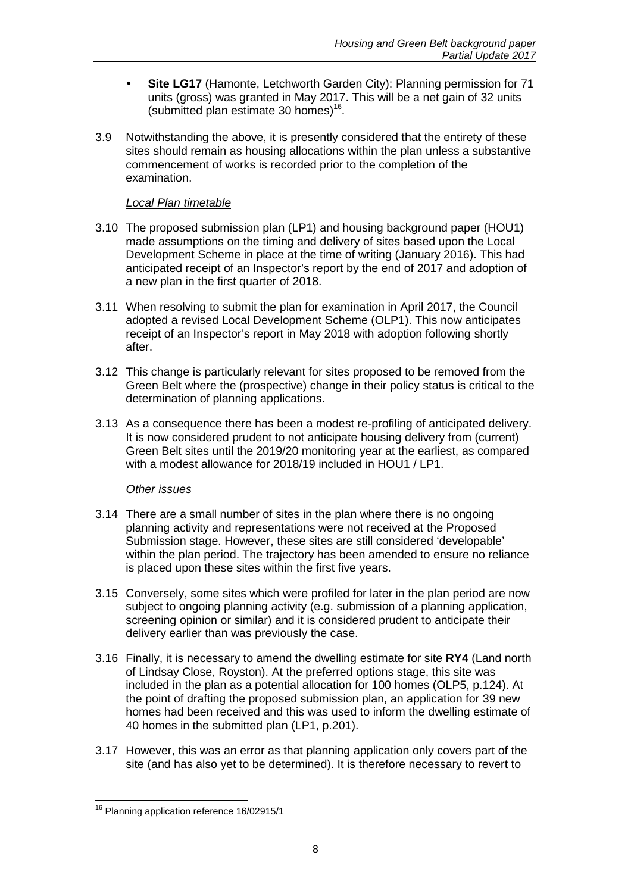- **Site LG17** (Hamonte, Letchworth Garden City): Planning permission for 71 units (gross) was granted in May 2017. This will be a net gain of 32 units (submitted plan estimate 30 homes)[16].

3.9 Notwithstanding the above, it is presently considered that the entirety of these sites should remain as housing allocations within the plan unless a substantive commencement of works is recorded prior to the completion of the examination.

*Local Plan timetable*

3.10 The proposed submission plan (LP1) and housing background paper (HOU1) made assumptions on the timing and delivery of sites based upon the Local Development Scheme in place at the time of writing (January 2016). This had anticipated receipt of an Inspector's report by the end of 2017 and adoption of a new plan in the first quarter of 2018.

3.11 When resolving to submit the plan for examination in April 2017, the Council adopted a revised Local Development Scheme (OLP1). This now anticipates receipt of an Inspector's report in May 2018 with adoption following shortly after.

3.12 This change is particularly relevant for sites proposed to be removed from the Green Belt where the (prospective) change in their policy status is critical to the determination of planning applications.

3.13 As a consequence there has been a modest re-profiling of anticipated delivery. It is now considered prudent to not anticipate housing delivery from (current) Green Belt sites until the 2019/20 monitoring year at the earliest, as compared with a modest allowance for 2018/19 included in HOU1 / LP1.

*Other issues*

3.14 There are a small number of sites in the plan where there is no ongoing planning activity and representations were not received at the Proposed Submission stage. However, these sites are still considered 'developable' within the plan period. The trajectory has been amended to ensure no reliance is placed upon these sites within the first five years.

3.15 Conversely, some sites which were profiled for later in the plan period are now subject to ongoing planning activity (e.g. submission of a planning application, screening opinion or similar) and it is considered prudent to anticipate their delivery earlier than was previously the case.

3.16 Finally, it is necessary to amend the dwelling estimate for site **RY4** (Land north of Lindsay Close, Royston). At the preferred options stage, this site was included in the plan as a potential allocation for 100 homes (OLP5, p.124). At the point of drafting the proposed submission plan, an application for 39 new homes had been received and this was used to inform the dwelling estimate of 40 homes in the submitted plan (LP1, p.201).

3.17 However, this was an error as that planning application only covers part of the site (and has also yet to be determined). It is therefore necessary to revert to

[16] Planning application reference 16/02915/1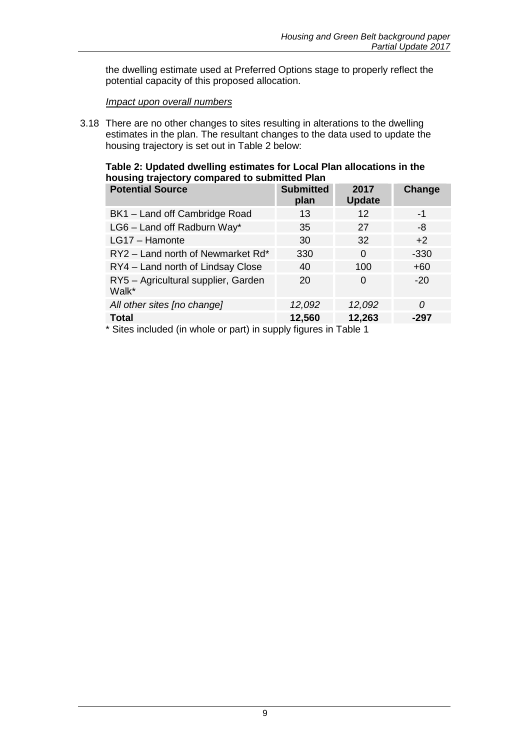the dwelling estimate used at Preferred Options stage to properly reflect the potential capacity of this proposed allocation.

*Impact upon overall numbers*

3.18 There are no other changes to sites resulting in alterations to the dwelling estimates in the plan. The resultant changes to the data used to update the housing trajectory is set out in Table 2 below:

**Table 2: Updated dwelling estimates for Local Plan allocations in the housing trajectory compared to submitted Plan**

| Potential Source | Submitted plan | 2017 Update | Change |
|---|---|---|---|
| BK1 – Land off Cambridge Road | 13 | 12 | -1 |
| LG6 – Land off Radburn Way* | 35 | 27 | -8 |
| LG17 – Hamonte | 30 | 32 | +2 |
| RY2 – Land north of Newmarket Rd* | 330 | 0 | -330 |
| RY4 – Land north of Lindsay Close | 40 | 100 | +60 |
| RY5 – Agricultural supplier, Garden Walk* | 20 | 0 | -20 |
| *All other sites [no change]* | *12,092* | *12,092* | *0* |
| **Total** | **12,560** | **12,263** | **-297** |

* Sites included (in whole or part) in supply figures in Table 1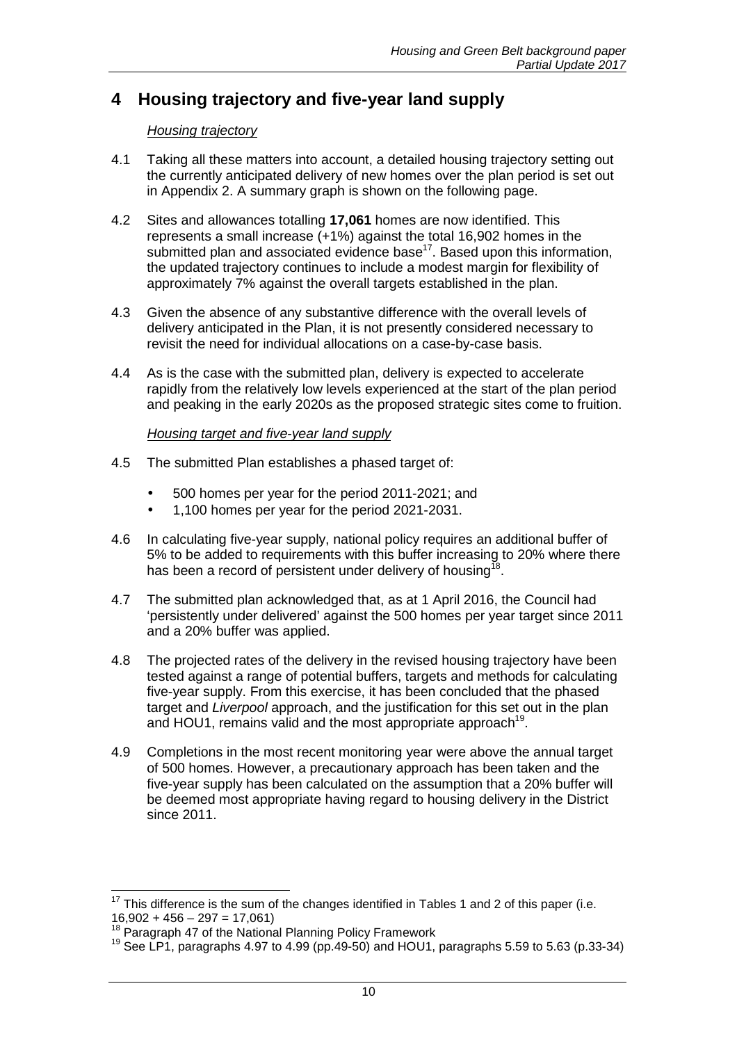## 4 Housing trajectory and five-year land supply

*Housing trajectory*

4.1 Taking all these matters into account, a detailed housing trajectory setting out the currently anticipated delivery of new homes over the plan period is set out in Appendix 2. A summary graph is shown on the following page.

4.2 Sites and allowances totalling **17,061** homes are now identified. This represents a small increase (+1%) against the total 16,902 homes in the submitted plan and associated evidence base[17]. Based upon this information, the updated trajectory continues to include a modest margin for flexibility of approximately 7% against the overall targets established in the plan.

4.3 Given the absence of any substantive difference with the overall levels of delivery anticipated in the Plan, it is not presently considered necessary to revisit the need for individual allocations on a case-by-case basis.

4.4 As is the case with the submitted plan, delivery is expected to accelerate rapidly from the relatively low levels experienced at the start of the plan period and peaking in the early 2020s as the proposed strategic sites come to fruition.

*Housing target and five-year land supply*

4.5 The submitted Plan establishes a phased target of:

- 500 homes per year for the period 2011-2021; and
- 1,100 homes per year for the period 2021-2031.

4.6 In calculating five-year supply, national policy requires an additional buffer of 5% to be added to requirements with this buffer increasing to 20% where there has been a record of persistent under delivery of housing[18].

4.7 The submitted plan acknowledged that, as at 1 April 2016, the Council had 'persistently under delivered' against the 500 homes per year target since 2011 and a 20% buffer was applied.

4.8 The projected rates of the delivery in the revised housing trajectory have been tested against a range of potential buffers, targets and methods for calculating five-year supply. From this exercise, it has been concluded that the phased target and *Liverpool* approach, and the justification for this set out in the plan and HOU1, remains valid and the most appropriate approach[19].

4.9 Completions in the most recent monitoring year were above the annual target of 500 homes. However, a precautionary approach has been taken and the five-year supply has been calculated on the assumption that a 20% buffer will be deemed most appropriate having regard to housing delivery in the District since 2011.

---

[17] This difference is the sum of the changes identified in Tables 1 and 2 of this paper (i.e. 16,902 + 456 – 297 = 17,061)

[18] Paragraph 47 of the National Planning Policy Framework

[19] See LP1, paragraphs 4.97 to 4.99 (pp.49-50) and HOU1, paragraphs 5.59 to 5.63 (p.33-34)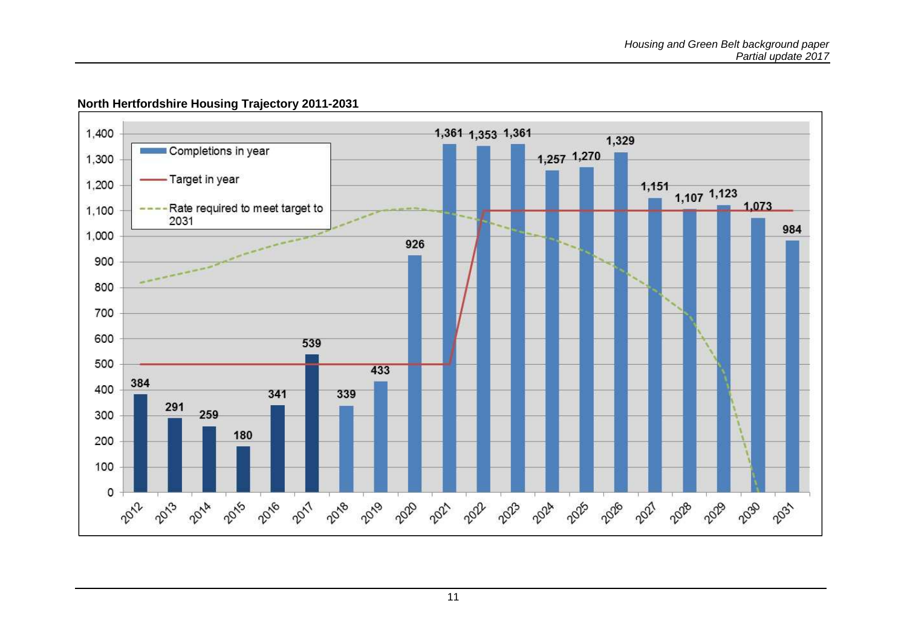**North Hertfordshire Housing Trajectory 2011-2031**

| Year | Completions in year |
|---|---|
| 2012 | 384 |
| 2013 | 291 |
| 2014 | 259 |
| 2015 | 180 |
| 2016 | 341 |
| 2017 | 539 |
| 2018 | 339 |
| 2019 | 433 |
| 2020 | 926 |
| 2021 | 1,361 |
| 2022 | 1,353 |
| 2023 | 1,361 |
| 2024 | 1,257 |
| 2025 | 1,270 |
| 2026 | 1,329 |
| 2027 | 1,151 |
| 2028 | 1,107 |
| 2029 | 1,123 |
| 2030 | 1,073 |
| 2031 | 984 |

Legend: Completions in year; Target in year; Rate required to meet target to 2031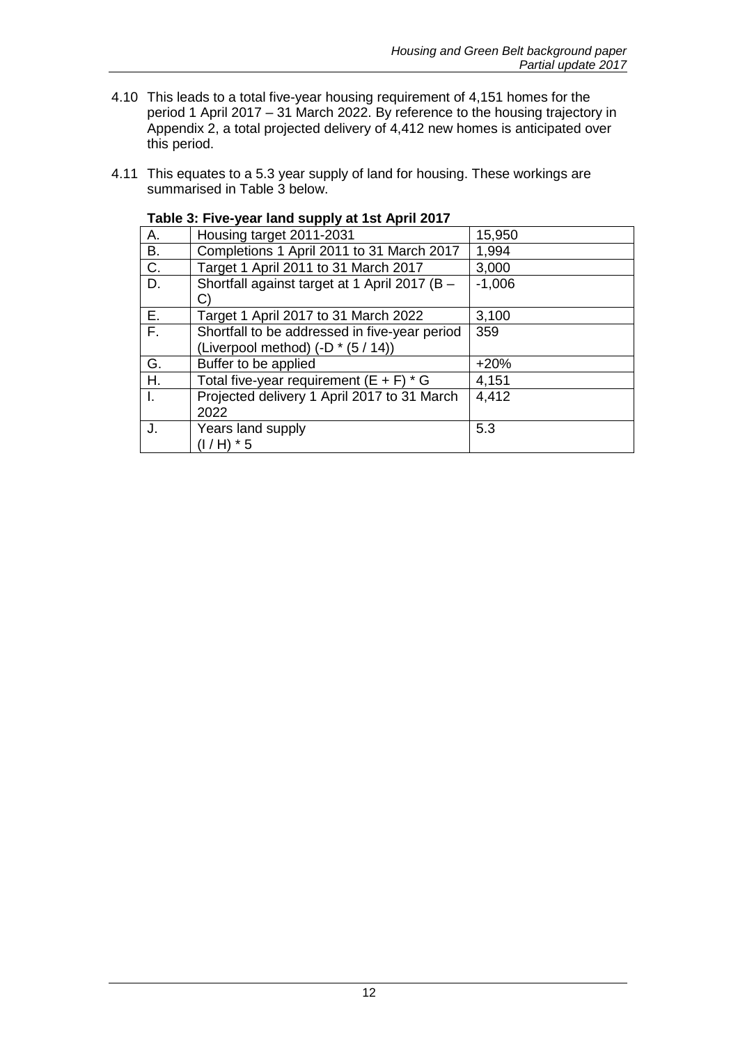4.10 This leads to a total five-year housing requirement of 4,151 homes for the period 1 April 2017 – 31 March 2022. By reference to the housing trajectory in Appendix 2, a total projected delivery of 4,412 new homes is anticipated over this period.

4.11 This equates to a 5.3 year supply of land for housing. These workings are summarised in Table 3 below.

**Table 3: Five-year land supply at 1st April 2017**

| | | |
|---|---|---|
| A. | Housing target 2011-2031 | 15,950 |
| B. | Completions 1 April 2011 to 31 March 2017 | 1,994 |
| C. | Target 1 April 2011 to 31 March 2017 | 3,000 |
| D. | Shortfall against target at 1 April 2017 (B – C) | -1,006 |
| E. | Target 1 April 2017 to 31 March 2022 | 3,100 |
| F. | Shortfall to be addressed in five-year period (Liverpool method) (-D * (5 / 14)) | 359 |
| G. | Buffer to be applied | +20% |
| H. | Total five-year requirement (E + F) * G | 4,151 |
| I. | Projected delivery 1 April 2017 to 31 March 2022 | 4,412 |
| J. | Years land supply (I / H) * 5 | 5.3 |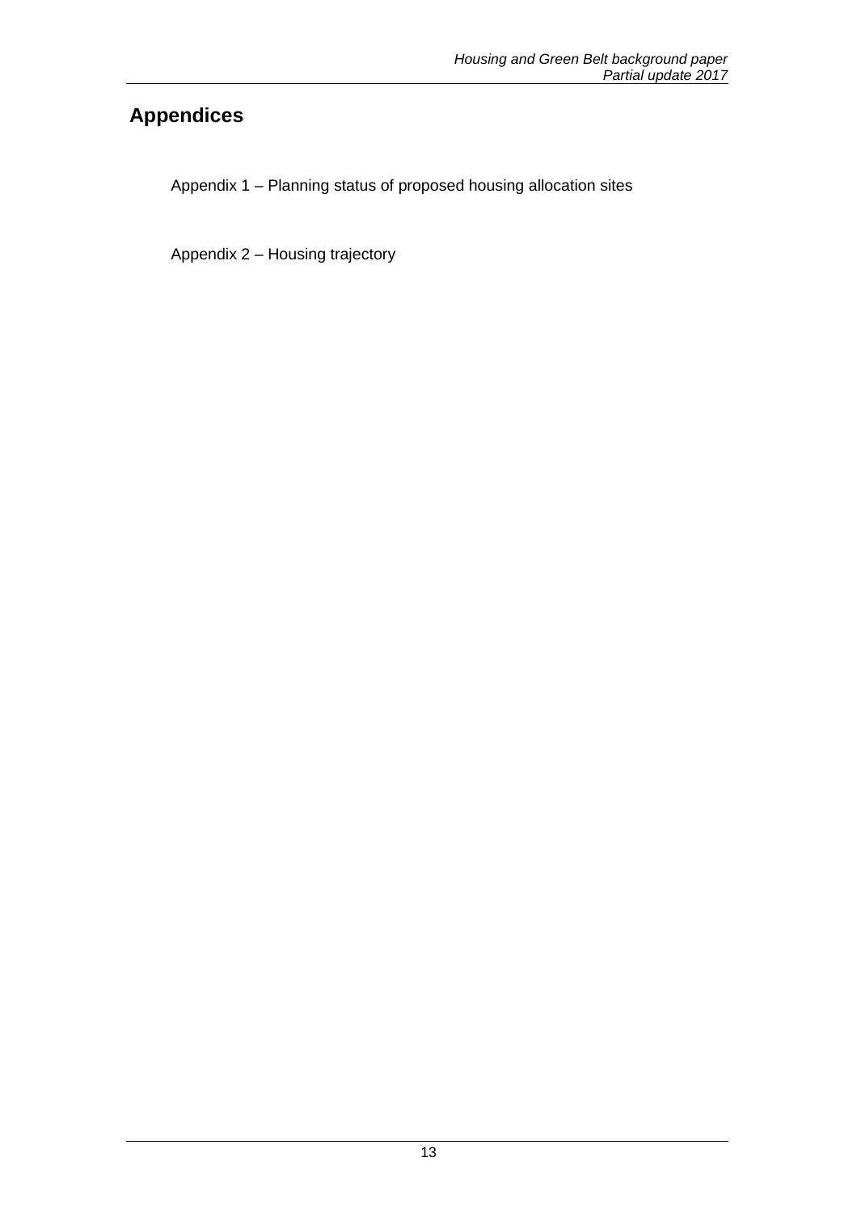# Appendices

Appendix 1 – Planning status of proposed housing allocation sites

Appendix 2 – Housing trajectory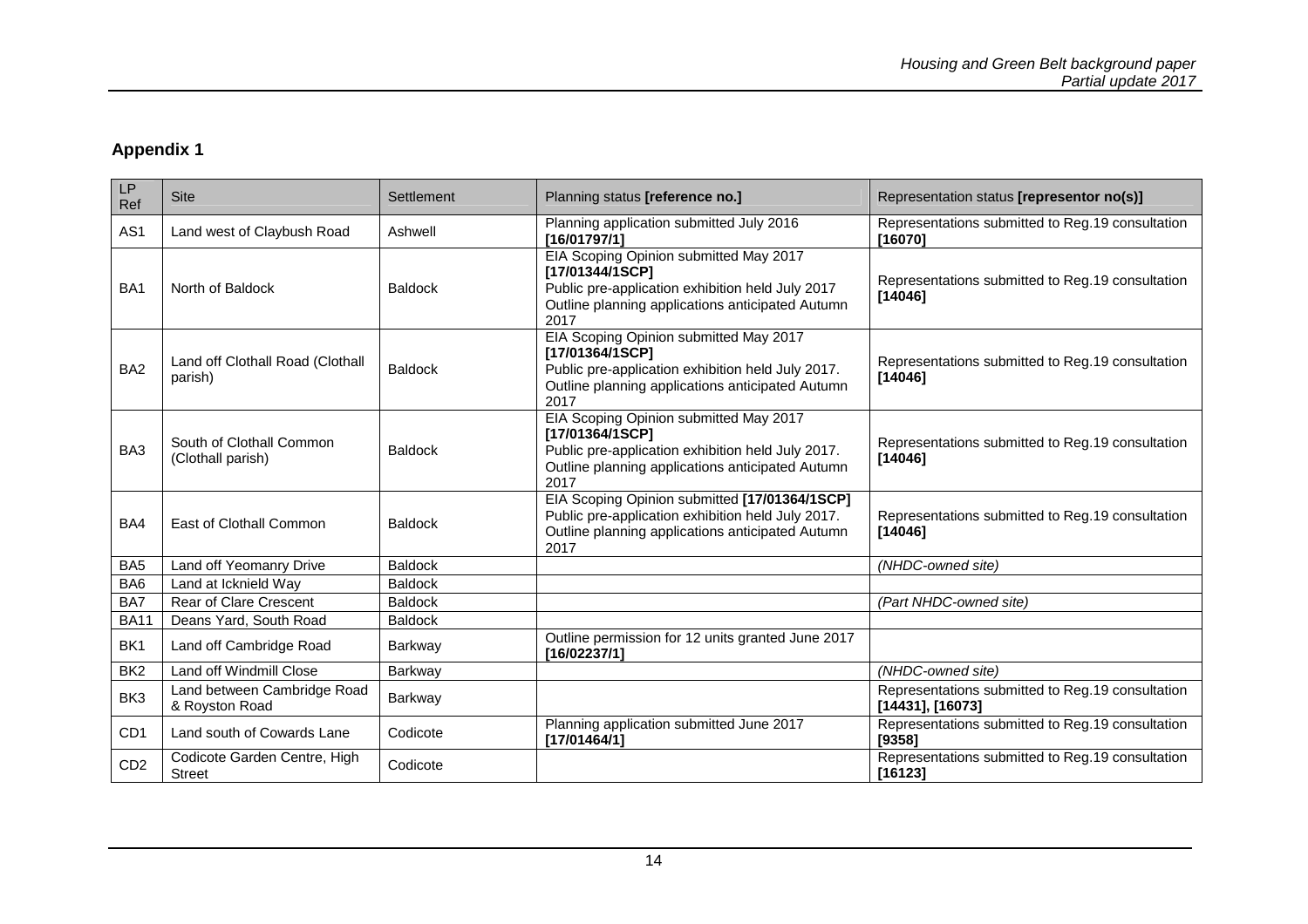## Appendix 1

| LP Ref | Site | Settlement | Planning status **[reference no.]** | Representation status **[representor no(s)]** |
|---|---|---|---|---|
| AS1 | Land west of Claybush Road | Ashwell | Planning application submitted July 2016 **[16/01797/1]** | Representations submitted to Reg.19 consultation **[16070]** |
| BA1 | North of Baldock | Baldock | EIA Scoping Opinion submitted May 2017 **[17/01344/1SCP]** Public pre-application exhibition held July 2017 Outline planning applications anticipated Autumn 2017 | Representations submitted to Reg.19 consultation **[14046]** |
| BA2 | Land off Clothall Road (Clothall parish) | Baldock | EIA Scoping Opinion submitted May 2017 **[17/01364/1SCP]** Public pre-application exhibition held July 2017. Outline planning applications anticipated Autumn 2017 | Representations submitted to Reg.19 consultation **[14046]** |
| BA3 | South of Clothall Common (Clothall parish) | Baldock | EIA Scoping Opinion submitted May 2017 **[17/01364/1SCP]** Public pre-application exhibition held July 2017. Outline planning applications anticipated Autumn 2017 | Representations submitted to Reg.19 consultation **[14046]** |
| BA4 | East of Clothall Common | Baldock | EIA Scoping Opinion submitted **[17/01364/1SCP]** Public pre-application exhibition held July 2017. Outline planning applications anticipated Autumn 2017 | Representations submitted to Reg.19 consultation **[14046]** |
| BA5 | Land off Yeomanry Drive | Baldock | | *(NHDC-owned site)* |
| BA6 | Land at Icknield Way | Baldock | | |
| BA7 | Rear of Clare Crescent | Baldock | | *(Part NHDC-owned site)* |
| BA11 | Deans Yard, South Road | Baldock | | |
| BK1 | Land off Cambridge Road | Barkway | Outline permission for 12 units granted June 2017 **[16/02237/1]** | |
| BK2 | Land off Windmill Close | Barkway | | *(NHDC-owned site)* |
| BK3 | Land between Cambridge Road & Royston Road | Barkway | | Representations submitted to Reg.19 consultation **[14431], [16073]** |
| CD1 | Land south of Cowards Lane | Codicote | Planning application submitted June 2017 **[17/01464/1]** | Representations submitted to Reg.19 consultation **[9358]** |
| CD2 | Codicote Garden Centre, High Street | Codicote | | Representations submitted to Reg.19 consultation **[16123]** |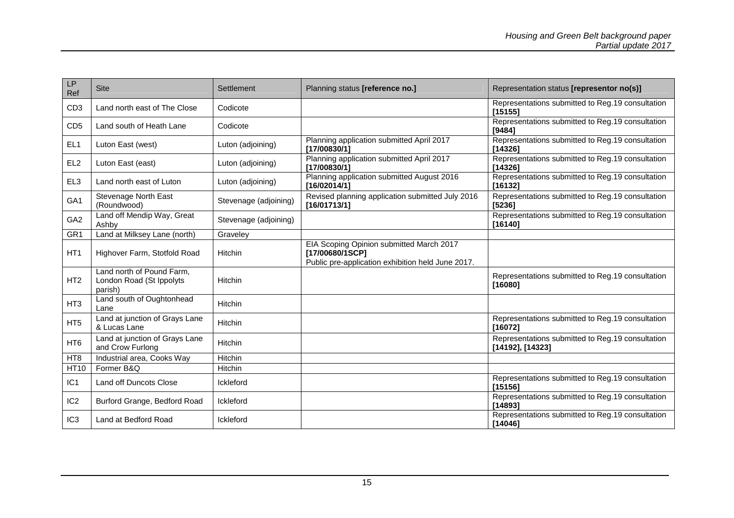| LP Ref | Site | Settlement | Planning status **[reference no.]** | Representation status **[representor no(s)]** |
|---|---|---|---|---|
| CD3 | Land north east of The Close | Codicote | | Representations submitted to Reg.19 consultation **[15155]** |
| CD5 | Land south of Heath Lane | Codicote | | Representations submitted to Reg.19 consultation **[9484]** |
| EL1 | Luton East (west) | Luton (adjoining) | Planning application submitted April 2017 **[17/00830/1]** | Representations submitted to Reg.19 consultation **[14326]** |
| EL2 | Luton East (east) | Luton (adjoining) | Planning application submitted April 2017 **[17/00830/1]** | Representations submitted to Reg.19 consultation **[14326]** |
| EL3 | Land north east of Luton | Luton (adjoining) | Planning application submitted August 2016 **[16/02014/1]** | Representations submitted to Reg.19 consultation **[16132]** |
| GA1 | Stevenage North East (Roundwood) | Stevenage (adjoining) | Revised planning application submitted July 2016 **[16/01713/1]** | Representations submitted to Reg.19 consultation **[5236]** |
| GA2 | Land off Mendip Way, Great Ashby | Stevenage (adjoining) | | Representations submitted to Reg.19 consultation **[16140]** |
| GR1 | Land at Milksey Lane (north) | Graveley | | |
| HT1 | Highover Farm, Stotfold Road | Hitchin | EIA Scoping Opinion submitted March 2017 **[17/00680/1SCP]** Public pre-application exhibition held June 2017. | |
| HT2 | Land north of Pound Farm, London Road (St Ippolyts parish) | Hitchin | | Representations submitted to Reg.19 consultation **[16080]** |
| HT3 | Land south of Oughtonhead Lane | Hitchin | | |
| HT5 | Land at junction of Grays Lane & Lucas Lane | Hitchin | | Representations submitted to Reg.19 consultation **[16072]** |
| HT6 | Land at junction of Grays Lane and Crow Furlong | Hitchin | | Representations submitted to Reg.19 consultation **[14192], [14323]** |
| HT8 | Industrial area, Cooks Way | Hitchin | | |
| HT10 | Former B&Q | Hitchin | | |
| IC1 | Land off Duncots Close | Ickleford | | Representations submitted to Reg.19 consultation **[15156]** |
| IC2 | Burford Grange, Bedford Road | Ickleford | | Representations submitted to Reg.19 consultation **[14893]** |
| IC3 | Land at Bedford Road | Ickleford | | Representations submitted to Reg.19 consultation **[14046]** |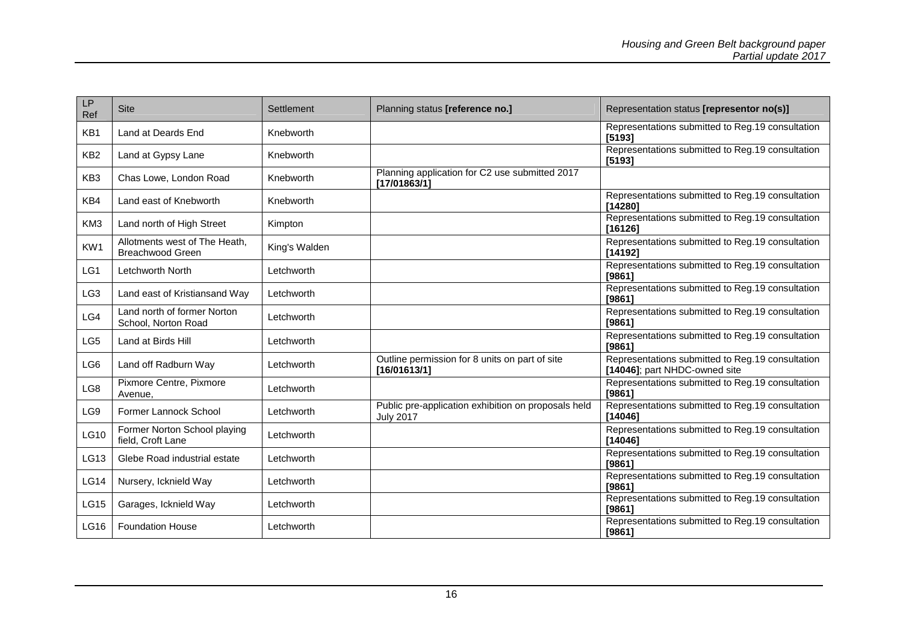| LP Ref | Site | Settlement | Planning status **[reference no.]** | Representation status **[representor no(s)]** |
|---|---|---|---|---|
| KB1 | Land at Deards End | Knebworth | | Representations submitted to Reg.19 consultation **[5193]** |
| KB2 | Land at Gypsy Lane | Knebworth | | Representations submitted to Reg.19 consultation **[5193]** |
| KB3 | Chas Lowe, London Road | Knebworth | Planning application for C2 use submitted 2017 **[17/01863/1]** | |
| KB4 | Land east of Knebworth | Knebworth | | Representations submitted to Reg.19 consultation **[14280]** |
| KM3 | Land north of High Street | Kimpton | | Representations submitted to Reg.19 consultation **[16126]** |
| KW1 | Allotments west of The Heath, Breachwood Green | King's Walden | | Representations submitted to Reg.19 consultation **[14192]** |
| LG1 | Letchworth North | Letchworth | | Representations submitted to Reg.19 consultation **[9861]** |
| LG3 | Land east of Kristiansand Way | Letchworth | | Representations submitted to Reg.19 consultation **[9861]** |
| LG4 | Land north of former Norton School, Norton Road | Letchworth | | Representations submitted to Reg.19 consultation **[9861]** |
| LG5 | Land at Birds Hill | Letchworth | | Representations submitted to Reg.19 consultation **[9861]** |
| LG6 | Land off Radburn Way | Letchworth | Outline permission for 8 units on part of site **[16/01613/1]** | Representations submitted to Reg.19 consultation **[14046]**; part NHDC-owned site |
| LG8 | Pixmore Centre, Pixmore Avenue, | Letchworth | | Representations submitted to Reg.19 consultation **[9861]** |
| LG9 | Former Lannock School | Letchworth | Public pre-application exhibition on proposals held July 2017 | Representations submitted to Reg.19 consultation **[14046]** |
| LG10 | Former Norton School playing field, Croft Lane | Letchworth | | Representations submitted to Reg.19 consultation **[14046]** |
| LG13 | Glebe Road industrial estate | Letchworth | | Representations submitted to Reg.19 consultation **[9861]** |
| LG14 | Nursery, Icknield Way | Letchworth | | Representations submitted to Reg.19 consultation **[9861]** |
| LG15 | Garages, Icknield Way | Letchworth | | Representations submitted to Reg.19 consultation **[9861]** |
| LG16 | Foundation House | Letchworth | | Representations submitted to Reg.19 consultation **[9861]** |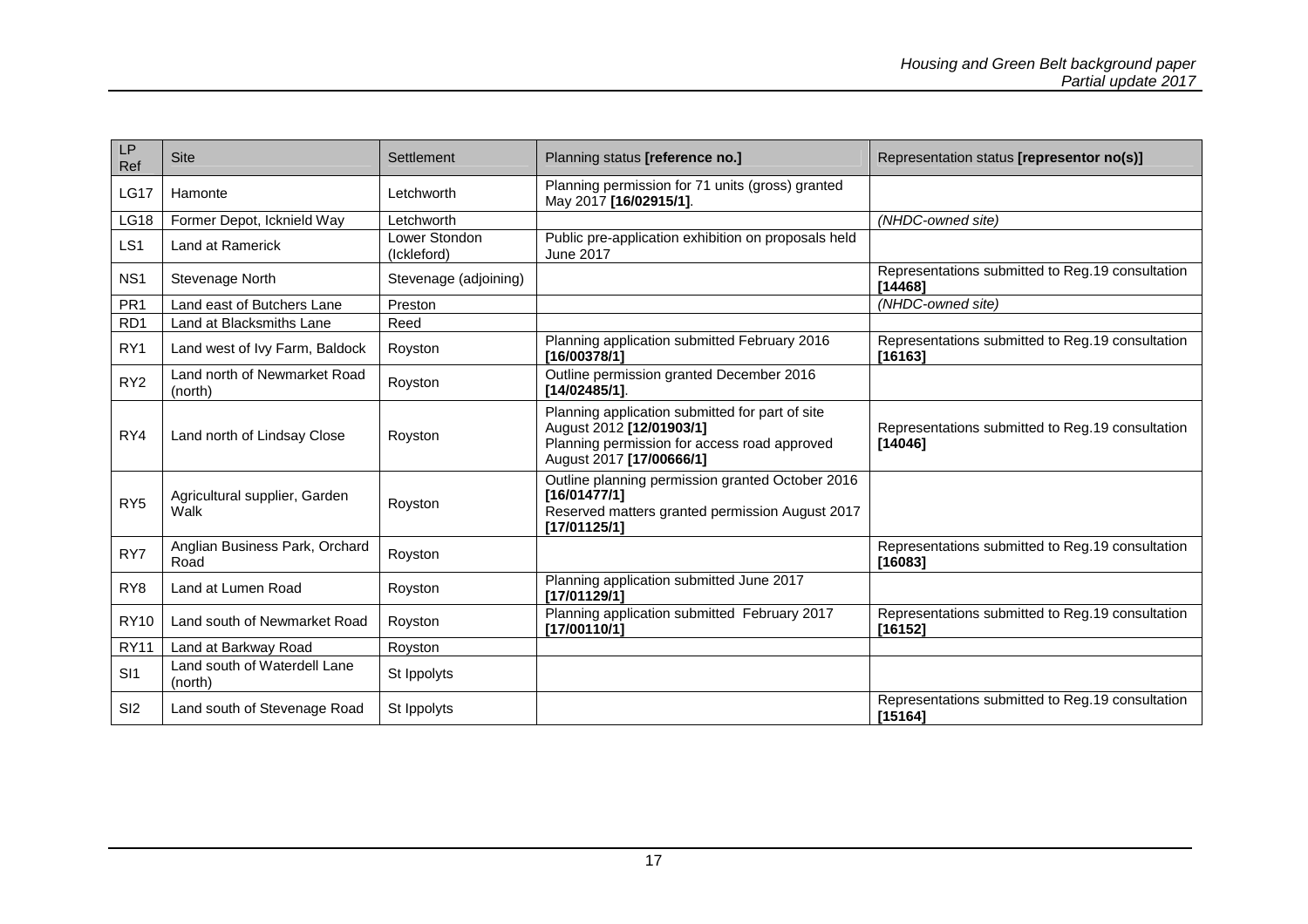| LP Ref | Site | Settlement | Planning status **[reference no.]** | Representation status **[representor no(s)]** |
|---|---|---|---|---|
| LG17 | Hamonte | Letchworth | Planning permission for 71 units (gross) granted May 2017 **[16/02915/1]**. | |
| LG18 | Former Depot, Icknield Way | Letchworth | | *(NHDC-owned site)* |
| LS1 | Land at Ramerick | Lower Stondon (Ickleford) | Public pre-application exhibition on proposals held June 2017 | |
| NS1 | Stevenage North | Stevenage (adjoining) | | Representations submitted to Reg.19 consultation **[14468]** |
| PR1 | Land east of Butchers Lane | Preston | | *(NHDC-owned site)* |
| RD1 | Land at Blacksmiths Lane | Reed | | |
| RY1 | Land west of Ivy Farm, Baldock | Royston | Planning application submitted February 2016 **[16/00378/1]** | Representations submitted to Reg.19 consultation **[16163]** |
| RY2 | Land north of Newmarket Road (north) | Royston | Outline permission granted December 2016 **[14/02485/1]**. | |
| RY4 | Land north of Lindsay Close | Royston | Planning application submitted for part of site August 2012 **[12/01903/1]**<br>Planning permission for access road approved August 2017 **[17/00666/1]** | Representations submitted to Reg.19 consultation **[14046]** |
| RY5 | Agricultural supplier, Garden Walk | Royston | Outline planning permission granted October 2016 **[16/01477/1]**<br>Reserved matters granted permission August 2017 **[17/01125/1]** | |
| RY7 | Anglian Business Park, Orchard Road | Royston | | Representations submitted to Reg.19 consultation **[16083]** |
| RY8 | Land at Lumen Road | Royston | Planning application submitted June 2017 **[17/01129/1]** | |
| RY10 | Land south of Newmarket Road | Royston | Planning application submitted February 2017 **[17/00110/1]** | Representations submitted to Reg.19 consultation **[16152]** |
| RY11 | Land at Barkway Road | Royston | | |
| SI1 | Land south of Waterdell Lane (north) | St Ippolyts | | |
| SI2 | Land south of Stevenage Road | St Ippolyts | | Representations submitted to Reg.19 consultation **[15164]** |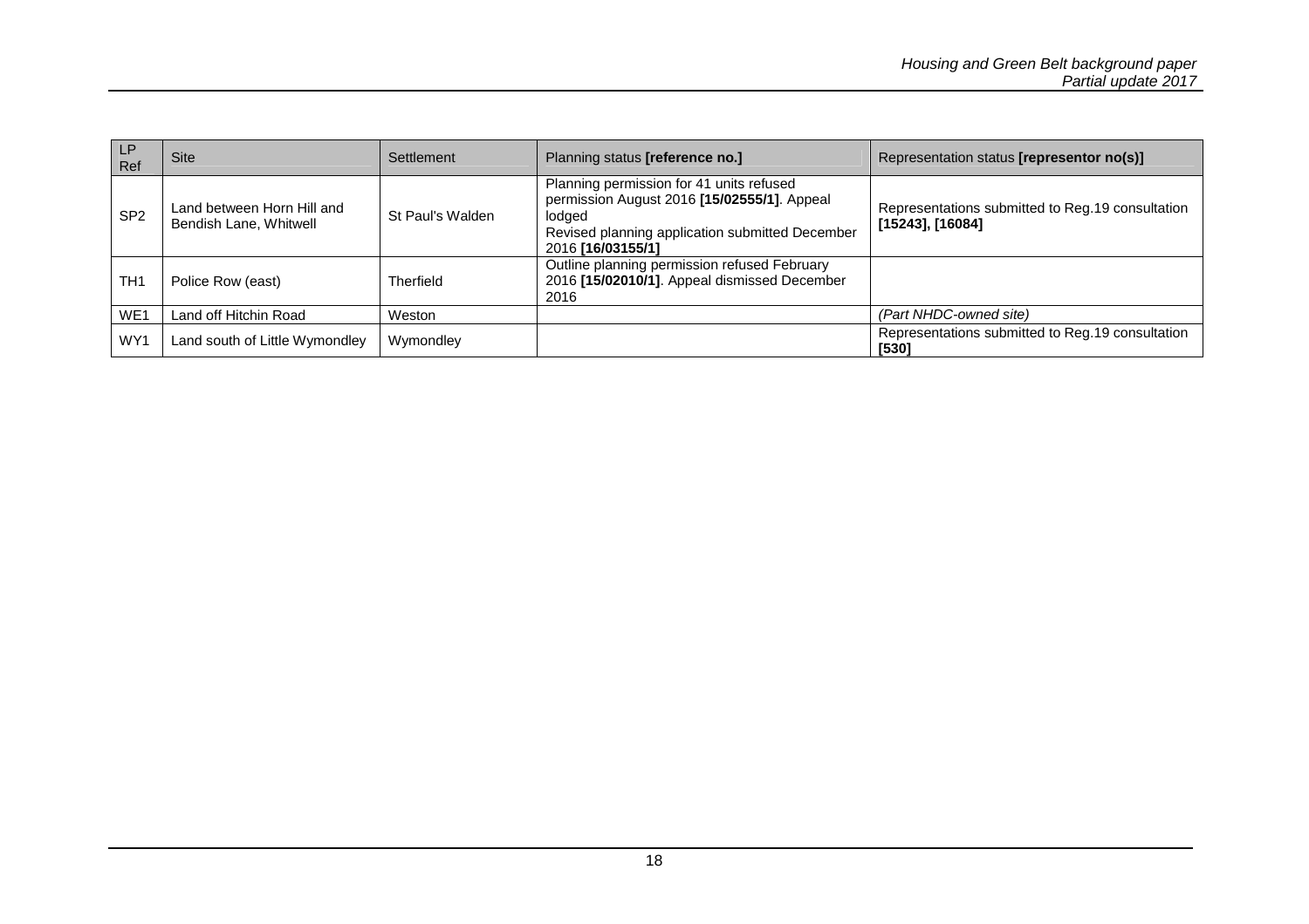| LP Ref | Site | Settlement | Planning status **[reference no.]** | Representation status **[representor no(s)]** |
|---|---|---|---|---|
| SP2 | Land between Horn Hill and Bendish Lane, Whitwell | St Paul's Walden | Planning permission for 41 units refused permission August 2016 **[15/02555/1]**. Appeal lodged<br>Revised planning application submitted December 2016 **[16/03155/1]** | Representations submitted to Reg.19 consultation **[15243]**, **[16084]** |
| TH1 | Police Row (east) | Therfield | Outline planning permission refused February 2016 **[15/02010/1]**. Appeal dismissed December 2016 | |
| WE1 | Land off Hitchin Road | Weston | | *(Part NHDC-owned site)* |
| WY1 | Land south of Little Wymondley | Wymondley | | Representations submitted to Reg.19 consultation **[530]** |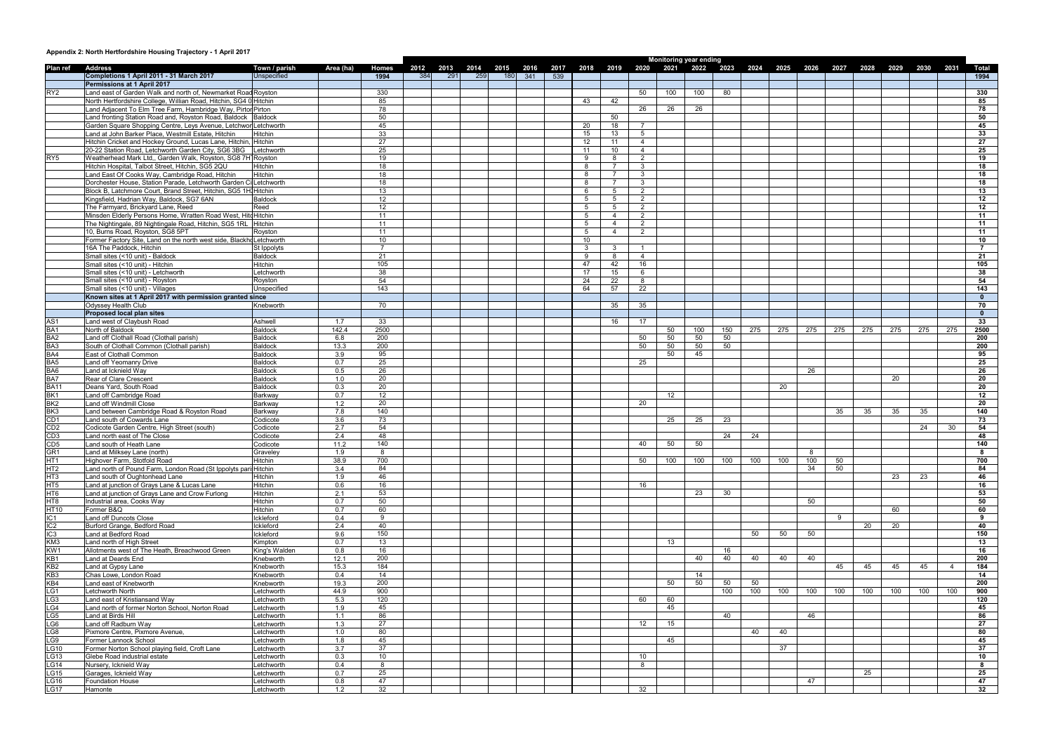**Appendix 2: North Hertfordshire Housing Trajectory - 1 April 2017**

| Plan ref | Address | Town / parish | Area (ha) | Homes | Monitoring year ending 2012 | 2013 | 2014 | 2015 | 2016 | 2017 | 2018 | 2019 | 2020 | 2021 | 2022 | 2023 | 2024 | 2025 | 2026 | 2027 | 2028 | 2029 | 2030 | 2031 | Total |
|---|---|---|---|---|---|---|---|---|---|---|---|---|---|---|---|---|---|---|---|---|---|---|---|---|---|
| | **Completions 1 April 2011 - 31 March 2017** | Unspecified | | 1994 | 384 | 291 | 259 | 180 | 341 | 539 | | | | | | | | | | | | | | | **1994** |
| | **Permissions at 1 April 2017** | | | | | | | | | | | | | | | | | | | | | | | | |
| RY2 | Land east of Garden Walk and north of, Newmarket Road | Royston | | 330 | | | | | | | | | 50 | 100 | 100 | 80 | | | | | | | | | **330** |
| | North Hertfordshire College, Willian Road, Hitchin, SG4 0 | Hitchin | | 85 | | | | | | | 43 | 42 | | | | | | | | | | | | | **85** |
| | Land Adjacent To Elm Tree Farm, Hambridge Way, Pirton | Pirton | | 78 | | | | | | | | | 26 | 26 | 26 | | | | | | | | | | **78** |
| | Land fronting Station Road and, Royston Road, Baldock | Baldock | | 50 | | | | | | | | 50 | | | | | | | | | | | | | **50** |
| | Garden Square Shopping Centre, Leys Avenue, Letchworth | Letchworth | | 45 | | | | | | | 20 | 18 | 7 | | | | | | | | | | | | **45** |
| | Land at John Barker Place, Westmill Estate, Hitchin | Hitchin | | 33 | | | | | | | 15 | 13 | 5 | | | | | | | | | | | | **33** |
| | Hitchin Cricket and Hockey Ground, Lucas Lane, Hitchin, | Hitchin | | 27 | | | | | | | 12 | 11 | 4 | | | | | | | | | | | | **27** |
| | 20-22 Station Road, Letchworth Garden City, SG6 3BG | Letchworth | | 25 | | | | | | | 11 | 10 | 4 | | | | | | | | | | | | **25** |
| RY5 | Weatherhead Mark Ltd., Garden Walk, Royston, SG8 7H | Royston | | 19 | | | | | | | 9 | 8 | 2 | | | | | | | | | | | | **19** |
| | Hitchin Hospital, Talbot Street, Hitchin, SG5 2QU | Hitchin | | 18 | | | | | | | 8 | 7 | 3 | | | | | | | | | | | | **18** |
| | Land East Of Cooks Way, Cambridge Road, Hitchin | Hitchin | | 18 | | | | | | | 8 | 7 | 3 | | | | | | | | | | | | **18** |
| | Dorchester House, Station Parade, Letchworth Garden Ci | Letchworth | | 18 | | | | | | | 8 | 7 | 3 | | | | | | | | | | | | **18** |
| | Block B, Latchmore Court, Brand Street, Hitchin, SG5 1H | Hitchin | | 13 | | | | | | | 6 | 5 | 2 | | | | | | | | | | | | **13** |
| | Kingsfield, Hadrian Way, Baldock, SG7 6AN | Baldock | | 12 | | | | | | | 5 | 5 | 2 | | | | | | | | | | | | **12** |
| | The Farmyard, Brickyard Lane, Reed | Reed | | 12 | | | | | | | 5 | 5 | 2 | | | | | | | | | | | | **12** |
| | Minsden Elderly Persons Home, Wratten Road West, Hitc | Hitchin | | 11 | | | | | | | 5 | 4 | 2 | | | | | | | | | | | | **11** |
| | The Nightingale, 89 Nightingale Road, Hitchin, SG5 1RL | Hitchin | | 11 | | | | | | | 5 | 4 | 2 | | | | | | | | | | | | **11** |
| | 10, Burns Road, Royston, SG8 5PT | Royston | | 11 | | | | | | | 5 | 4 | 2 | | | | | | | | | | | | **11** |
| | Former Factory Site, Land on the north west side, Blackh | Letchworth | | 10 | | | | | | | 10 | | | | | | | | | | | | | | **10** |
| | 16A The Paddock, Hitchin | St Ippolyts | | 7 | | | | | | | 3 | 3 | 1 | | | | | | | | | | | | **7** |
| | Small sites (<10 unit) - Baldock | Baldock | | 21 | | | | | | | 9 | 8 | 4 | | | | | | | | | | | | **21** |
| | Small sites (<10 unit) - Hitchin | Hitchin | | 105 | | | | | | | 47 | 42 | 16 | | | | | | | | | | | | **105** |
| | Small sites (<10 unit) - Letchworth | Letchworth | | 38 | | | | | | | 17 | 15 | 6 | | | | | | | | | | | | **38** |
| | Small sites (<10 unit) - Royston | Royston | | 54 | | | | | | | 24 | 22 | 8 | | | | | | | | | | | | **54** |
| | Small sites (<10 unit) - Villages | Unspecified | | 143 | | | | | | | 64 | 57 | 22 | | | | | | | | | | | | **143** |
| | **Known sites at 1 April 2017 with permission granted since** | | | | | | | | | | | | | | | | | | | | | | | | **0** |
| | Odyssey Health Club | Knebworth | | 70 | | | | | | | | 35 | 35 | | | | | | | | | | | | **70** |
| | **Proposed local plan sites** | | | | | | | | | | | | | | | | | | | | | | | | **0** |
| AS1 | Land west of Claybush Road | Ashwell | 1.7 | 33 | | | | | | | | 16 | 17 | | | | | | | | | | | | **33** |
| BA1 | North of Baldock | Baldock | 142.4 | 2500 | | | | | | | | | | 50 | 100 | 150 | 275 | 275 | 275 | 275 | 275 | 275 | 275 | 275 | **2500** |
| BA2 | Land off Clothall Road (Clothall parish) | Baldock | 6.8 | 200 | | | | | | | | | 50 | 50 | 50 | 50 | | | | | | | | | **200** |
| BA3 | South of Clothall Common (Clothall parish) | Baldock | 13.3 | 200 | | | | | | | | | 50 | 50 | 50 | 50 | | | | | | | | | **200** |
| BA4 | East of Clothall Common | Baldock | 3.9 | 95 | | | | | | | | | | 50 | 45 | | | | | | | | | | **95** |
| BA5 | Land off Yeomanry Drive | Baldock | 0.7 | 25 | | | | | | | | | 25 | | | | | | | | | | | | **25** |
| BA6 | Land at Icknield Way | Baldock | 0.5 | 26 | | | | | | | | | | | | | | | 26 | | | | | | **26** |
| BA7 | Rear of Clare Crescent | Baldock | 1.0 | 20 | | | | | | | | | | | | | | | | | | 20 | | | **20** |
| BA11 | Deans Yard, South Road | Baldock | 0.3 | 20 | | | | | | | | | | | | | | 20 | | | | | | | **20** |
| BK1 | Land off Cambridge Road | Barkway | 0.7 | 12 | | | | | | | | | | 12 | | | | | | | | | | | **12** |
| BK2 | Land off Windmill Close | Barkway | 1.2 | 20 | | | | | | | | | 20 | | | | | | | | | | | | **20** |
| BK3 | Land between Cambridge Road & Royston Road | Barkway | 7.8 | 140 | | | | | | | | | | | | | | | | 35 | 35 | 35 | 35 | | **140** |
| CD1 | Land south of Cowards Lane | Codicote | 3.6 | 73 | | | | | | | | | | 25 | 25 | 23 | | | | | | | | | **73** |
| CD2 | Codicote Garden Centre, High Street (south) | Codicote | 2.7 | 54 | | | | | | | | | | | | | | | | | | | 24 | 30 | **54** |
| CD3 | Land north east of The Close | Codicote | 2.4 | 48 | | | | | | | | | | | | 24 | 24 | | | | | | | | **48** |
| CD5 | Land south of Heath Lane | Codicote | 11.2 | 140 | | | | | | | | | 40 | 50 | 50 | | | | | | | | | | **140** |
| GR1 | Land at Milksey Lane (north) | Graveley | 1.9 | 8 | | | | | | | | | | | | | | | 8 | | | | | | **8** |
| HT1 | Highover Farm, Stotfold Road | Hitchin | 38.9 | 700 | | | | | | | | | 50 | 100 | 100 | 100 | 100 | 100 | 100 | 50 | | | | | **700** |
| HT2 | Land north of Pound Farm, London Road (St Ippolyts pari | Hitchin | 3.4 | 84 | | | | | | | | | | | | | | | 34 | 50 | | | | | **84** |
| HT3 | Land south of Oughtonhead Lane | Hitchin | 1.9 | 46 | | | | | | | | | | | | | | | | | | 23 | 23 | | **46** |
| HT5 | Land at junction of Grays Lane & Lucas Lane | Hitchin | 0.6 | 16 | | | | | | | | | 16 | | | | | | | | | | | | **16** |
| HT6 | Land at junction of Grays Lane and Crow Furlong | Hitchin | 2.1 | 53 | | | | | | | | | | | 23 | 30 | | | | | | | | | **53** |
| HT8 | Industrial area, Cooks Way | Hitchin | 0.7 | 50 | | | | | | | | | | | | | | | 50 | | | | | | **50** |
| HT10 | Former B&Q | Hitchin | 0.7 | 60 | | | | | | | | | | | | | | | | | | 60 | | | **60** |
| IC1 | Land off Duncots Close | Ickleford | 0.4 | 9 | | | | | | | | | | | | | | | | 9 | | | | | **9** |
| IC2 | Burford Grange, Bedford Road | Ickleford | 2.4 | 40 | | | | | | | | | | | | | | | | | 20 | 20 | | | **40** |
| IC3 | Land at Bedford Road | Ickleford | 9.6 | 150 | | | | | | | | | | | | | 50 | 50 | 50 | | | | | | **150** |
| KM3 | Land north of High Street | Kimpton | 0.7 | 13 | | | | | | | | | | 13 | | | | | | | | | | | **13** |
| KW1 | Allotments west of The Heath, Breachwood Green | King's Walden | 0.8 | 16 | | | | | | | | | | | | 16 | | | | | | | | | **16** |
| KB1 | Land at Deards End | Knebworth | 12.1 | 200 | | | | | | | | | | | 40 | 40 | 40 | 40 | 40 | | | | | | **200** |
| KB2 | Land at Gypsy Lane | Knebworth | 15.3 | 184 | | | | | | | | | | | | | | | | 45 | 45 | 45 | 45 | 4 | **184** |
| KB3 | Chas Lowe, London Road | Knebworth | 0.4 | 14 | | | | | | | | | | | 14 | | | | | | | | | | **14** |
| KB4 | Land east of Knebworth | Knebworth | 19.3 | 200 | | | | | | | | | | 50 | 50 | 50 | 50 | | | | | | | | **200** |
| LG1 | Letchworth North | Letchworth | 44.9 | 900 | | | | | | | | | | | | 100 | 100 | 100 | 100 | 100 | 100 | 100 | 100 | 100 | **900** |
| LG3 | Land east of Kristiansand Way | Letchworth | 5.3 | 120 | | | | | | | | | 60 | 60 | | | | | | | | | | | **120** |
| LG4 | Land north of former Norton School, Norton Road | Letchworth | 1.9 | 45 | | | | | | | | | | 45 | | | | | | | | | | | **45** |
| LG5 | Land at Birds Hill | Letchworth | 1.1 | 86 | | | | | | | | | | | | 40 | | | 46 | | | | | | **86** |
| LG6 | Land off Radburn Way | Letchworth | 1.3 | 27 | | | | | | | | | 12 | 15 | | | | | | | | | | | **27** |
| LG8 | Pixmore Centre, Pixmore Avenue, | Letchworth | 1.0 | 80 | | | | | | | | | | | | | 40 | 40 | | | | | | | **80** |
| LG9 | Former Lannock School | Letchworth | 1.8 | 45 | | | | | | | | | | 45 | | | | | | | | | | | **45** |
| LG10 | Former Norton School playing field, Croft Lane | Letchworth | 3.7 | 37 | | | | | | | | | | | | | | 37 | | | | | | | **37** |
| LG13 | Glebe Road industrial estate | Letchworth | 0.3 | 10 | | | | | | | 10 | | | | | | | | | | | | | | **10** |
| LG14 | Nursery, Icknield Way | Letchworth | 0.4 | 8 | | | | | | | 8 | | | | | | | | | | | | | | **8** |
| LG15 | Garages, Icknield Way | Letchworth | 0.7 | 25 | | | | | | | | | | | | | | | | | 25 | | | | **25** |
| LG16 | Foundation House | Letchworth | 0.8 | 47 | | | | | | | | | | | | | | | 47 | | | | | | **47** |
| LG17 | Hamonte | Letchworth | 1.2 | 32 | | | | | | | | | 32 | | | | | | | | | | | | **32** |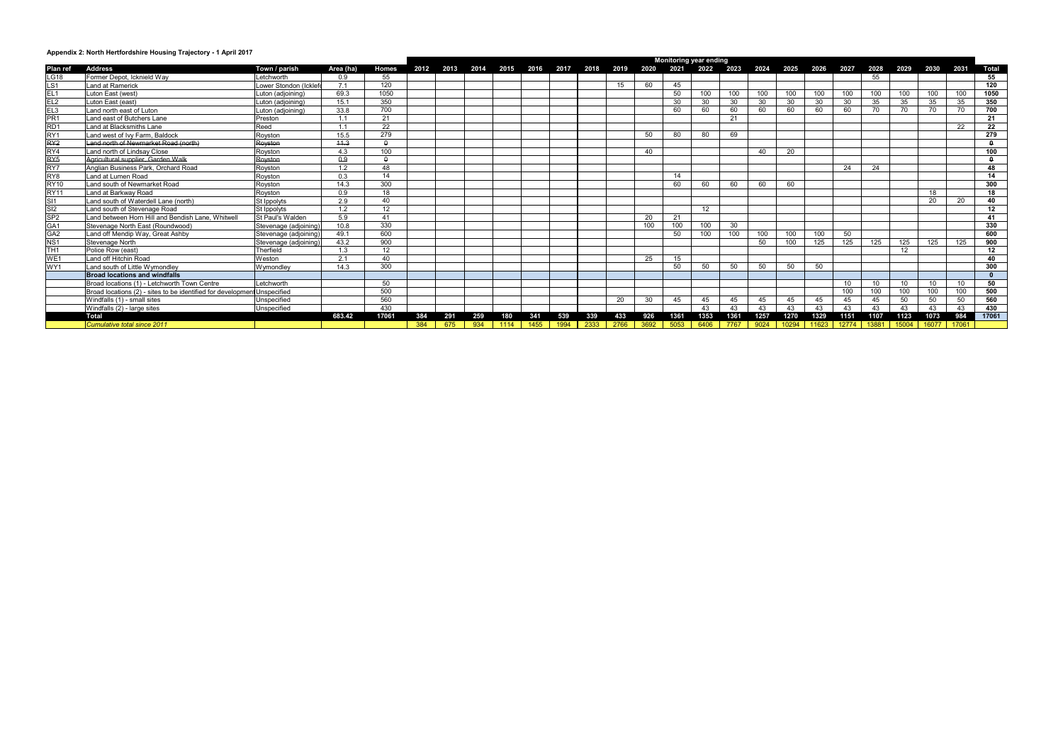**Appendix 2: North Hertfordshire Housing Trajectory - 1 April 2017**

| Plan ref | Address | Town / parish | Area (ha) | Homes | Monitoring year ending | | | | | | | | | | | | | | | | | | | | Total |
|---|---|---|---|---|---|---|---|---|---|---|---|---|---|---|---|---|---|---|---|---|---|---|---|---|---|
| | | | | | 2012 | 2013 | 2014 | 2015 | 2016 | 2017 | 2018 | 2019 | 2020 | 2021 | 2022 | 2023 | 2024 | 2025 | 2026 | 2027 | 2028 | 2029 | 2030 | 2031 | |
| LG18 | Former Depot, Icknield Way | Letchworth | 0.9 | 55 | | | | | | | | | | | | | | | | | 55 | | | | 55 |
| LS1 | Land at Ramerick | Lower Stondon (Icklef | 7.1 | 120 | | | | | | | | 15 | 60 | 45 | | | | | | | | | | | 120 |
| EL1 | Luton East (west) | Luton (adjoining) | 69.3 | 1050 | | | | | | | | | | 50 | 100 | 100 | 100 | 100 | 100 | 100 | 100 | 100 | 100 | 100 | 1050 |
| EL2 | Luton East (east) | Luton (adjoining) | 15.1 | 350 | | | | | | | | | | 30 | 30 | 30 | 30 | 30 | 30 | 30 | 35 | 35 | 35 | 35 | 350 |
| EL3 | Land north east of Luton | Luton (adjoining) | 33.8 | 700 | | | | | | | | | | 60 | 60 | 60 | 60 | 60 | 60 | 60 | 70 | 70 | 70 | 70 | 700 |
| PR1 | Land east of Butchers Lane | Preston | 1.1 | 21 | | | | | | | | | | | | 21 | | | | | | | | | 21 |
| RD1 | Land at Blacksmiths Lane | Reed | 1.1 | 22 | | | | | | | | | | | | | | | | | | | | 22 | 22 |
| RY1 | Land west of Ivy Farm, Baldock | Royston | 15.5 | 279 | | | | | | | | | 50 | 80 | 80 | 69 | | | | | | | | | 279 |
| ~~RY2~~ | ~~Land north of Newmarket Road (north)~~ | ~~Royston~~ | ~~11.3~~ | ~~0~~ | | | | | | | | | | | | | | | | | | | | | ~~0~~ |
| RY4 | Land north of Lindsay Close | Royston | 4.3 | 100 | | | | | | | | | 40 | | | | 40 | 20 | | | | | | | 100 |
| ~~RY5~~ | ~~Agricultural supplier, Garden Walk~~ | ~~Royston~~ | ~~0.9~~ | ~~0~~ | | | | | | | | | | | | | | | | | | | | | ~~0~~ |
| RY7 | Anglian Business Park, Orchard Road | Royston | 1.2 | 48 | | | | | | | | | | | | | | | | 24 | 24 | | | | 48 |
| RY8 | Land at Lumen Road | Royston | 0.3 | 14 | | | | | | | | | | 14 | | | | | | | | | | | 14 |
| RY10 | Land south of Newmarket Road | Royston | 14.3 | 300 | | | | | | | | | | 60 | 60 | 60 | 60 | 60 | | | | | | | 300 |
| RY11 | Land at Barkway Road | Royston | 0.9 | 18 | | | | | | | | | | | | | | | | | | | 18 | | 18 |
| SI1 | Land south of Waterdell Lane (north) | St Ippolyts | 2.9 | 40 | | | | | | | | | | | | | | | | | | | 20 | 20 | 40 |
| SI2 | Land south of Stevenage Road | St Ippolyts | 1.2 | 12 | | | | | | | | | | | 12 | | | | | | | | | | 12 |
| SP2 | Land between Horn Hill and Bendish Lane, Whitwell | St Paul's Walden | 5.9 | 41 | | | | | | | | | 20 | 21 | | | | | | | | | | | 41 |
| GA1 | Stevenage North East (Roundwood) | Stevenage (adjoining) | 10.8 | 330 | | | | | | | | | 100 | 100 | 100 | 30 | | | | | | | | | 330 |
| GA2 | Land off Mendip Way, Great Ashby | Stevenage (adjoining) | 49.1 | 600 | | | | | | | | | | 50 | 100 | 100 | 100 | 100 | 100 | 50 | | | | | 600 |
| NS1 | Stevenage North | Stevenage (adjoining) | 43.2 | 900 | | | | | | | | | | | | | 50 | 100 | 125 | 125 | 125 | 125 | 125 | 125 | 900 |
| TH1 | Police Row (east) | Therfield | 1.3 | 12 | | | | | | | | | | | | | | | | | | 12 | | | 12 |
| WE1 | Land off Hitchin Road | Weston | 2.1 | 40 | | | | | | | | | 25 | 15 | | | | | | | | | | | 40 |
| WY1 | Land south of Little Wymondley | Wymondley | 14.3 | 300 | | | | | | | | | | 50 | 50 | 50 | 50 | 50 | 50 | | | | | | 300 |
| | **Broad locations and windfalls** | | | | | | | | | | | | | | | | | | | | | | | | **0** |
| | Broad locations (1) - Letchworth Town Centre | Letchworth | | 50 | | | | | | | | | | | | | | | | 10 | 10 | 10 | 10 | 10 | 50 |
| | Broad locations (2) - sites to be identified for development | Unspecified | | 500 | | | | | | | | | | | | | | | | 100 | 100 | 100 | 100 | 100 | 500 |
| | Windfalls (1) - small sites | Unspecified | | 560 | | | | | | | | 20 | 30 | 45 | 45 | 45 | 45 | 45 | 45 | 45 | 45 | 50 | 50 | 50 | 560 |
| | Windfalls (2) - large sites | Unspecified | | 430 | | | | | | | | | | | 43 | 43 | 43 | 43 | 43 | 43 | 43 | 43 | 43 | 43 | 430 |
| | **Total** | | **683.42** | **17061** | **384** | **291** | **259** | **180** | **341** | **539** | **339** | **433** | **926** | **1361** | **1353** | **1361** | **1257** | **1270** | **1329** | **1151** | **1107** | **1123** | **1073** | **984** | **17061** |
| | *Cumulative total since 2011* | | | | 384 | 675 | 934 | 1114 | 1455 | 1994 | 2333 | 2766 | 3692 | 5053 | 6406 | 7767 | 9024 | 10294 | 11623 | 12774 | 13881 | 15004 | 16077 | 17061 | |